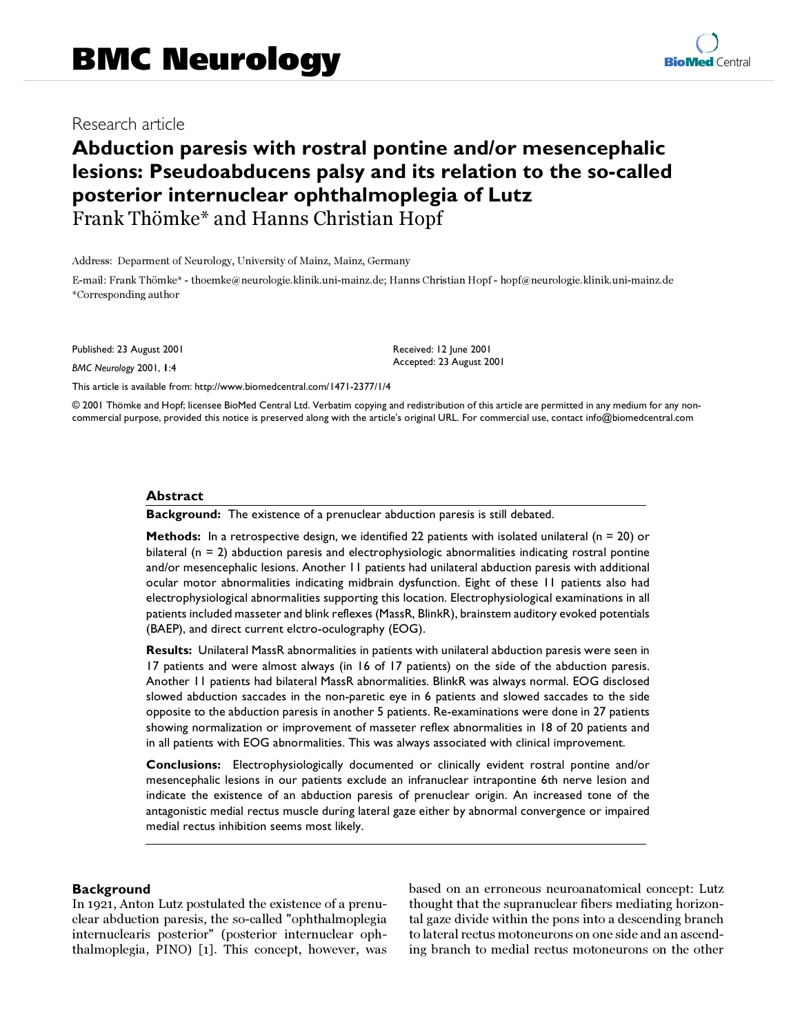# BMC Neurology

Research article

## Abduction paresis with rostral pontine and/or mesencephalic lesions: Pseudoabducens palsy and its relation to the so-called posterior internuclear ophthalmoplegia of Lutz

Frank Thömke* and Hanns Christian Hopf

Address: Deparment of Neurology, University of Mainz, Mainz, Germany

E-mail: Frank Thömke* - thoemke@neurologie.klinik.uni-mainz.de; Hanns Christian Hopf - hopf@neurologie.klinik.uni-mainz.de

*Corresponding author

Published: 23 August 2001

*BMC Neurology* 2001, **1**:4

Received: 12 June 2001

Accepted: 23 August 2001

This article is available from: http://www.biomedcentral.com/1471-2377/1/4

© 2001 Thömke and Hopf; licensee BioMed Central Ltd. Verbatim copying and redistribution of this article are permitted in any medium for any non-commercial purpose, provided this notice is preserved along with the article's original URL. For commercial use, contact info@biomedcentral.com

### Abstract

**Background:** The existence of a prenuclear abduction paresis is still debated.

**Methods:** In a retrospective design, we identified 22 patients with isolated unilateral (n = 20) or bilateral (n = 2) abduction paresis and electrophysiologic abnormalities indicating rostral pontine and/or mesencephalic lesions. Another 11 patients had unilateral abduction paresis with additional ocular motor abnormalities indicating midbrain dysfunction. Eight of these 11 patients also had electrophysiological abnormalities supporting this location. Electrophysiological examinations in all patients included masseter and blink reflexes (MassR, BlinkR), brainstem auditory evoked potentials (BAEP), and direct current elctro-oculography (EOG).

**Results:** Unilateral MassR abnormalities in patients with unilateral abduction paresis were seen in 17 patients and were almost always (in 16 of 17 patients) on the side of the abduction paresis. Another 11 patients had bilateral MassR abnormalities. BlinkR was always normal. EOG disclosed slowed abduction saccades in the non-paretic eye in 6 patients and slowed saccades to the side opposite to the abduction paresis in another 5 patients. Re-examinations were done in 27 patients showing normalization or improvement of masseter reflex abnormalities in 18 of 20 patients and in all patients with EOG abnormalities. This was always associated with clinical improvement.

**Conclusions:** Electrophysiologically documented or clinically evident rostral pontine and/or mesencephalic lesions in our patients exclude an infranuclear intrapontine 6th nerve lesion and indicate the existence of an abduction paresis of prenuclear origin. An increased tone of the antagonistic medial rectus muscle during lateral gaze either by abnormal convergence or impaired medial rectus inhibition seems most likely.

### Background

In 1921, Anton Lutz postulated the existence of a prenuclear abduction paresis, the so-called "ophthalmoplegia internuclearis posterior" (posterior internuclear ophthalmoplegia, PINO) [1]. This concept, however, was based on an erroneous neuroanatomical concept: Lutz thought that the supranuclear fibers mediating horizontal gaze divide within the pons into a descending branch to lateral rectus motoneurons on one side and an ascending branch to medial rectus motoneurons on the other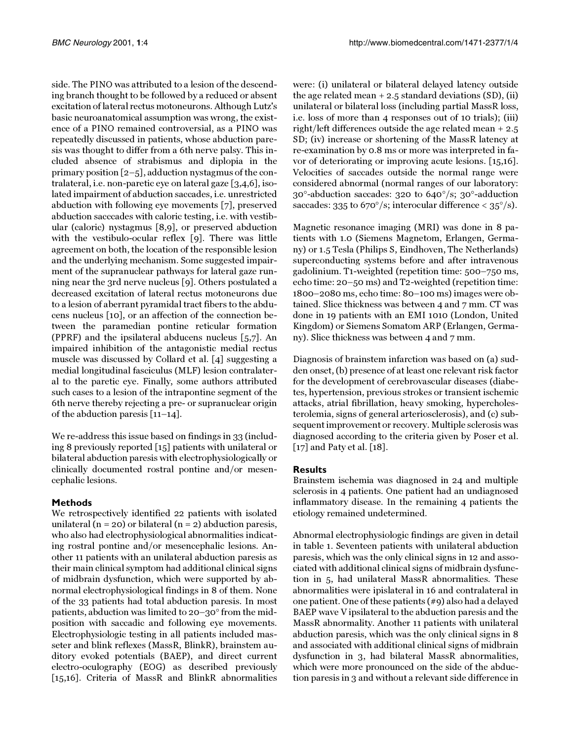side. The PINO was attributed to a lesion of the descending branch thought to be followed by a reduced or absent excitation of lateral rectus motoneurons. Although Lutz's basic neuroanatomical assumption was wrong, the existence of a PINO remained controversial, as a PINO was repeatedly discussed in patients, whose abduction paresis was thought to differ from a 6th nerve palsy. This included absence of strabismus and diplopia in the primary position [2–5], adduction nystagmus of the contralateral, i.e. non-paretic eye on lateral gaze [3,4,6], isolated impairment of abduction saccades, i.e. unrestricted abduction with following eye movements [7], preserved abduction sacccades with caloric testing, i.e. with vestibular (caloric) nystagmus [8,9], or preserved abduction with the vestibulo-ocular reflex [9]. There was little agreement on both, the location of the responsible lesion and the underlying mechanism. Some suggested impairment of the supranuclear pathways for lateral gaze running near the 3rd nerve nucleus [9]. Others postulated a decreased excitation of lateral rectus motoneurons due to a lesion of aberrant pyramidal tract fibers to the abducens nucleus [10], or an affection of the connection between the paramedian pontine reticular formation (PPRF) and the ipsilateral abducens nucleus [5,7]. An impaired inhibition of the antagonistic medial rectus muscle was discussed by Collard et al. [4] suggesting a medial longitudinal fasciculus (MLF) lesion contralateral to the paretic eye. Finally, some authors attributed such cases to a lesion of the intrapontine segment of the 6th nerve thereby rejecting a pre- or supranuclear origin of the abduction paresis [11–14].

We re-address this issue based on findings in 33 (including 8 previously reported [15] patients with unilateral or bilateral abduction paresis with electrophysiologically or clinically documented rostral pontine and/or mesencephalic lesions.

## Methods

We retrospectively identified 22 patients with isolated unilateral (n = 20) or bilateral (n = 2) abduction paresis, who also had electrophysiological abnormalities indicating rostral pontine and/or mesencephalic lesions. Another 11 patients with an unilateral abduction paresis as their main clinical symptom had additional clinical signs of midbrain dysfunction, which were supported by abnormal electrophysiological findings in 8 of them. None of the 33 patients had total abduction paresis. In most patients, abduction was limited to 20–30° from the midposition with saccadic and following eye movements. Electrophysiologic testing in all patients included masseter and blink reflexes (MassR, BlinkR), brainstem auditory evoked potentials (BAEP), and direct current electro-oculography (EOG) as described previously [15,16]. Criteria of MassR and BlinkR abnormalities were: (i) unilateral or bilateral delayed latency outside the age related mean + 2.5 standard deviations (SD), (ii) unilateral or bilateral loss (including partial MassR loss, i.e. loss of more than 4 responses out of 10 trials); (iii) right/left differences outside the age related mean + 2.5 SD; (iv) increase or shortening of the MassR latency at re-examination by 0.8 ms or more was interpreted in favor of deteriorating or improving acute lesions. [15,16]. Velocities of saccades outside the normal range were considered abnormal (normal ranges of our laboratory: 30°-abduction saccades: 320 to 640°/s; 30°-adduction saccades: 335 to 670°/s; interocular difference < 35°/s).

Magnetic resonance imaging (MRI) was done in 8 patients with 1.0 (Siemens Magnetom, Erlangen, Germany) or 1.5 Tesla (Philips S, Eindhoven, The Netherlands) superconducting systems before and after intravenous gadolinium. T1-weighted (repetition time: 500–750 ms, echo time: 20–50 ms) and T2-weighted (repetition time: 1800–2080 ms, echo time: 80–100 ms) images were obtained. Slice thickness was between 4 and 7 mm. CT was done in 19 patients with an EMI 1010 (London, United Kingdom) or Siemens Somatom ARP (Erlangen, Germany). Slice thickness was between 4 and 7 mm.

Diagnosis of brainstem infarction was based on (a) sudden onset, (b) presence of at least one relevant risk factor for the development of cerebrovascular diseases (diabetes, hypertension, previous strokes or transient ischemic attacks, atrial fibrillation, heavy smoking, hypercholesterolemia, signs of general arteriosclerosis), and (c) subsequent improvement or recovery. Multiple sclerosis was diagnosed according to the criteria given by Poser et al. [17] and Paty et al. [18].

## Results

Brainstem ischemia was diagnosed in 24 and multiple sclerosis in 4 patients. One patient had an undiagnosed inflammatory disease. In the remaining 4 patients the etiology remained undetermined.

Abnormal electrophysiologic findings are given in detail in table 1. Seventeen patients with unilateral abduction paresis, which was the only clinical signs in 12 and associated with additional clinical signs of midbrain dysfunction in 5, had unilateral MassR abnormalities. These abnormalities were ipislateral in 16 and contralateral in one patient. One of these patients (#9) also had a delayed BAEP wave V ipsilateral to the abduction paresis and the MassR abnormality. Another 11 patients with unilateral abduction paresis, which was the only clinical signs in 8 and associated with additional clinical signs of midbrain dysfunction in 3, had bilateral MassR abnormalities, which were more pronounced on the side of the abduction paresis in 3 and without a relevant side difference in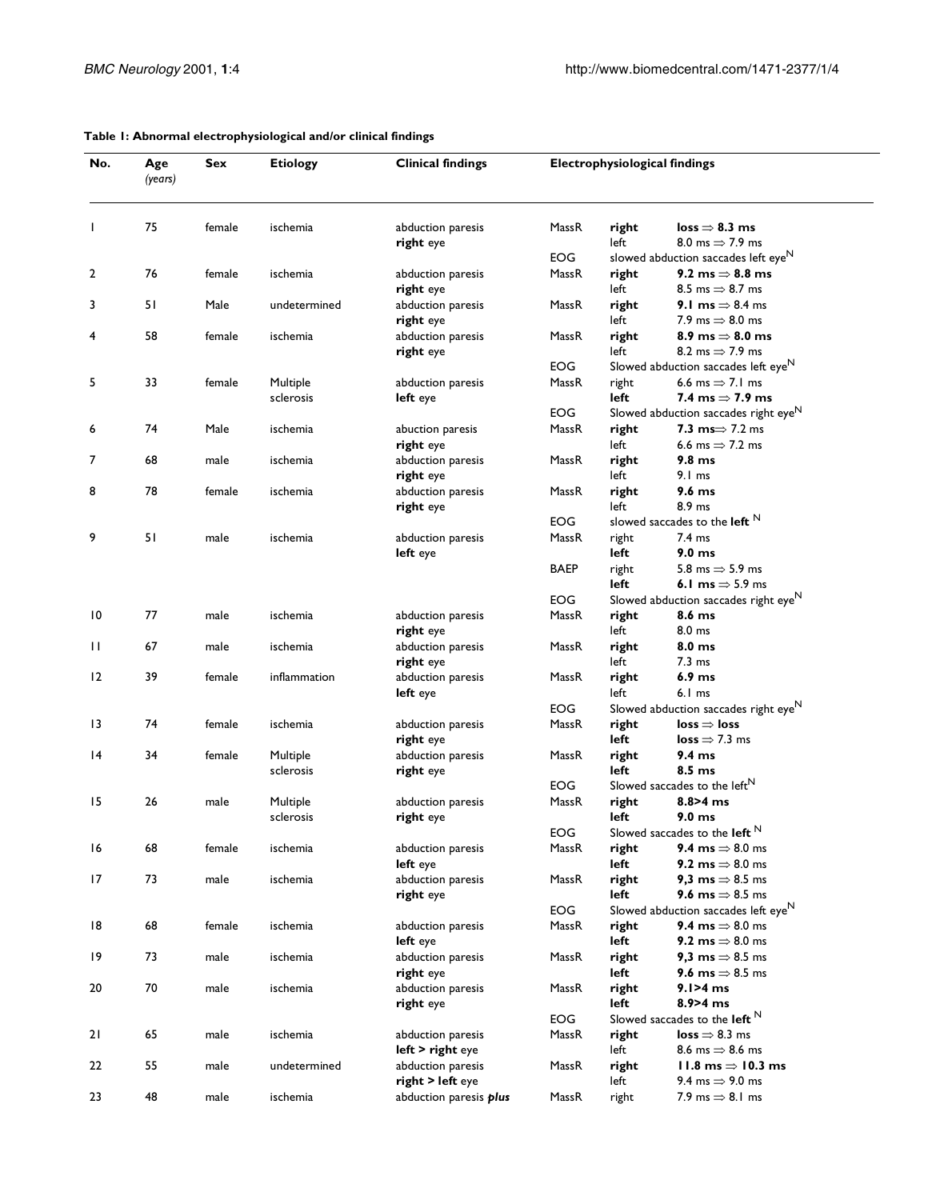**Table 1: Abnormal electrophysiological and/or clinical findings**

| No. | Age *(years)* | Sex | Etiology | Clinical findings | Electrophysiological findings | | |
|---|---|---|---|---|---|---|---|
| 1 | 75 | female | ischemia | abduction paresis **right** eye | MassR | **right** | **loss ⇒ 8.3 ms** |
| | | | | | | left | 8.0 ms ⇒ 7.9 ms |
| | | | | | EOG | slowed abduction saccades left eye[N] | |
| 2 | 76 | female | ischemia | abduction paresis **right** eye | MassR | **right** | **9.2 ms ⇒ 8.8 ms** |
| | | | | | | left | 8.5 ms ⇒ 8.7 ms |
| 3 | 51 | Male | undetermined | abduction paresis **right** eye | MassR | **right** | **9.1 ms** ⇒ 8.4 ms |
| | | | | | | left | 7.9 ms ⇒ 8.0 ms |
| 4 | 58 | female | ischemia | abduction paresis **right** eye | MassR | **right** | **8.9 ms ⇒ 8.0 ms** |
| | | | | | | left | 8.2 ms ⇒ 7.9 ms |
| | | | | | EOG | Slowed abduction saccades left eye[N] | |
| 5 | 33 | female | Multiple sclerosis | abduction paresis **left** eye | MassR | right | 6.6 ms ⇒ 7.1 ms |
| | | | | | | **left** | **7.4 ms ⇒ 7.9 ms** |
| | | | | | EOG | Slowed abduction saccades right eye[N] | |
| 6 | 74 | Male | ischemia | abuction paresis **right** eye | MassR | **right** | **7.3 ms**⇒ 7.2 ms |
| | | | | | | left | 6.6 ms ⇒ 7.2 ms |
| 7 | 68 | male | ischemia | abduction paresis **right** eye | MassR | **right** | **9.8 ms** |
| | | | | | | left | 9.1 ms |
| 8 | 78 | female | ischemia | abduction paresis **right** eye | MassR | **right** | **9.6 ms** |
| | | | | | | left | 8.9 ms |
| | | | | | EOG | slowed saccades to the **left** [N] | |
| 9 | 51 | male | ischemia | abduction paresis **left** eye | MassR | right | 7.4 ms |
| | | | | | | **left** | **9.0 ms** |
| | | | | | BAEP | right | 5.8 ms ⇒ 5.9 ms |
| | | | | | | **left** | **6.1 ms** ⇒ 5.9 ms |
| | | | | | EOG | Slowed abduction saccades right eye[N] | |
| 10 | 77 | male | ischemia | abduction paresis **right** eye | MassR | **right** | **8.6 ms** |
| | | | | | | left | 8.0 ms |
| 11 | 67 | male | ischemia | abduction paresis **right** eye | MassR | **right** | **8.0 ms** |
| | | | | | | left | 7.3 ms |
| 12 | 39 | female | inflammation | abduction paresis **left** eye | MassR | **right** | **6.9 ms** |
| | | | | | | left | 6.1 ms |
| | | | | | EOG | Slowed abduction saccades right eye[N] | |
| 13 | 74 | female | ischemia | abduction paresis **right** eye | MassR | **right** | **loss ⇒ loss** |
| | | | | | | **left** | **loss** ⇒ 7.3 ms |
| 14 | 34 | female | Multiple sclerosis | abduction paresis **right** eye | MassR | **right** | **9.4 ms** |
| | | | | | | **left** | **8.5 ms** |
| | | | | | EOG | Slowed saccades to the left[N] | |
| 15 | 26 | male | Multiple sclerosis | abduction paresis **right** eye | MassR | **right** | **8.8>4 ms** |
| | | | | | | **left** | **9.0 ms** |
| | | | | | EOG | Slowed saccades to the **left** [N] | |
| 16 | 68 | female | ischemia | abduction paresis **left** eye | MassR | **right** | **9.4 ms** ⇒ 8.0 ms |
| | | | | | | **left** | **9.2 ms** ⇒ 8.0 ms |
| 17 | 73 | male | ischemia | abduction paresis **right** eye | MassR | **right** | **9,3 ms** ⇒ 8.5 ms |
| | | | | | | **left** | **9.6 ms** ⇒ 8.5 ms |
| | | | | | EOG | Slowed abduction saccades left eye[N] | |
| 18 | 68 | female | ischemia | abduction paresis **left** eye | MassR | **right** | **9.4 ms** ⇒ 8.0 ms |
| | | | | | | **left** | **9.2 ms** ⇒ 8.0 ms |
| 19 | 73 | male | ischemia | abduction paresis **right** eye | MassR | **right** | **9,3 ms** ⇒ 8.5 ms |
| | | | | | | **left** | **9.6 ms** ⇒ 8.5 ms |
| 20 | 70 | male | ischemia | abduction paresis **right** eye | MassR | **right** | **9.1>4 ms** |
| | | | | | | **left** | **8.9>4 ms** |
| | | | | | EOG | Slowed saccades to the **left** [N] | |
| 21 | 65 | male | ischemia | abduction paresis **left > right** eye | MassR | **right** | **loss** ⇒ 8.3 ms |
| | | | | | | left | 8.6 ms ⇒ 8.6 ms |
| 22 | 55 | male | undetermined | abduction paresis **right > left** eye | MassR | **right** | **11.8 ms ⇒ 10.3 ms** |
| | | | | | | left | 9.4 ms ⇒ 9.0 ms |
| 23 | 48 | male | ischemia | abduction paresis ***plus*** | MassR | right | 7.9 ms ⇒ 8.1 ms |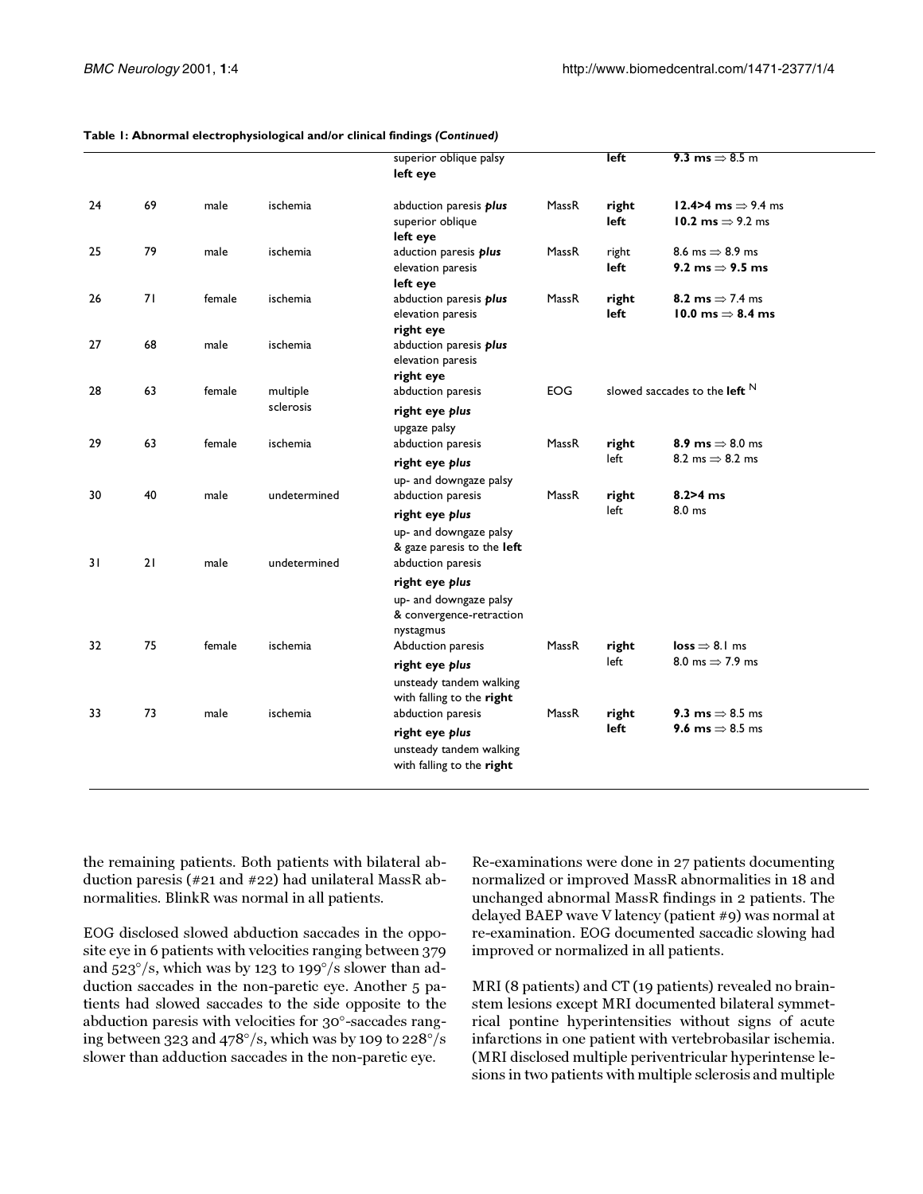**Table 1: Abnormal electrophysiological and/or clinical findings *(Continued)***

| | | | | | | | |
|---|---|---|---|---|---|---|---|
| | | | | superior oblique palsy **left eye** | | **left** | **9.3 ms** ⇒ 8.5 m |
| 24 | 69 | male | ischemia | abduction paresis ***plus*** superior oblique **left eye** | MassR | **right** **left** | **12.4>4 ms** ⇒ 9.4 ms **10.2 ms** ⇒ 9.2 ms |
| 25 | 79 | male | ischemia | aduction paresis ***plus*** elevation paresis **left eye** | MassR | right **left** | 8.6 ms ⇒ 8.9 ms **9.2 ms** ⇒ **9.5 ms** |
| 26 | 71 | female | ischemia | abduction paresis ***plus*** elevation paresis **right eye** | MassR | **right** **left** | **8.2 ms** ⇒ 7.4 ms **10.0 ms** ⇒ **8.4 ms** |
| 27 | 68 | male | ischemia | abduction paresis ***plus*** elevation paresis **right eye** | | | |
| 28 | 63 | female | multiple sclerosis | abduction paresis **right eye *plus*** upgaze palsy | EOG | slowed saccades to the **left** [N] | |
| 29 | 63 | female | ischemia | abduction paresis **right eye *plus*** up- and downgaze palsy | MassR | **right** left | **8.9 ms** ⇒ 8.0 ms 8.2 ms ⇒ 8.2 ms |
| 30 | 40 | male | undetermined | abduction paresis **right eye *plus*** up- and downgaze palsy & gaze paresis to the **left** | MassR | **right** left | **8.2>4 ms** 8.0 ms |
| 31 | 21 | male | undetermined | abduction paresis **right eye *plus*** up- and downgaze palsy & convergence-retraction nystagmus | | | |
| 32 | 75 | female | ischemia | Abduction paresis **right eye *plus*** unsteady tandem walking with falling to the **right** | MassR | **right** left | **loss** ⇒ 8.1 ms 8.0 ms ⇒ 7.9 ms |
| 33 | 73 | male | ischemia | abduction paresis **right eye *plus*** unsteady tandem walking with falling to the **right** | MassR | **right** **left** | **9.3 ms** ⇒ 8.5 ms **9.6 ms** ⇒ 8.5 ms |

the remaining patients. Both patients with bilateral abduction paresis (#21 and #22) had unilateral MassR abnormalities. BlinkR was normal in all patients.

EOG disclosed slowed abduction saccades in the opposite eye in 6 patients with velocities ranging between 379 and 523°/s, which was by 123 to 199°/s slower than adduction saccades in the non-paretic eye. Another 5 patients had slowed saccades to the side opposite to the abduction paresis with velocities for 30°-saccades ranging between 323 and 478°/s, which was by 109 to 228°/s slower than adduction saccades in the non-paretic eye.

Re-examinations were done in 27 patients documenting normalized or improved MassR abnormalities in 18 and unchanged abnormal MassR findings in 2 patients. The delayed BAEP wave V latency (patient #9) was normal at re-examination. EOG documented saccadic slowing had improved or normalized in all patients.

MRI (8 patients) and CT (19 patients) revealed no brainstem lesions except MRI documented bilateral symmetrical pontine hyperintensities without signs of acute infarctions in one patient with vertebrobasilar ischemia. (MRI disclosed multiple periventricular hyperintense lesions in two patients with multiple sclerosis and multiple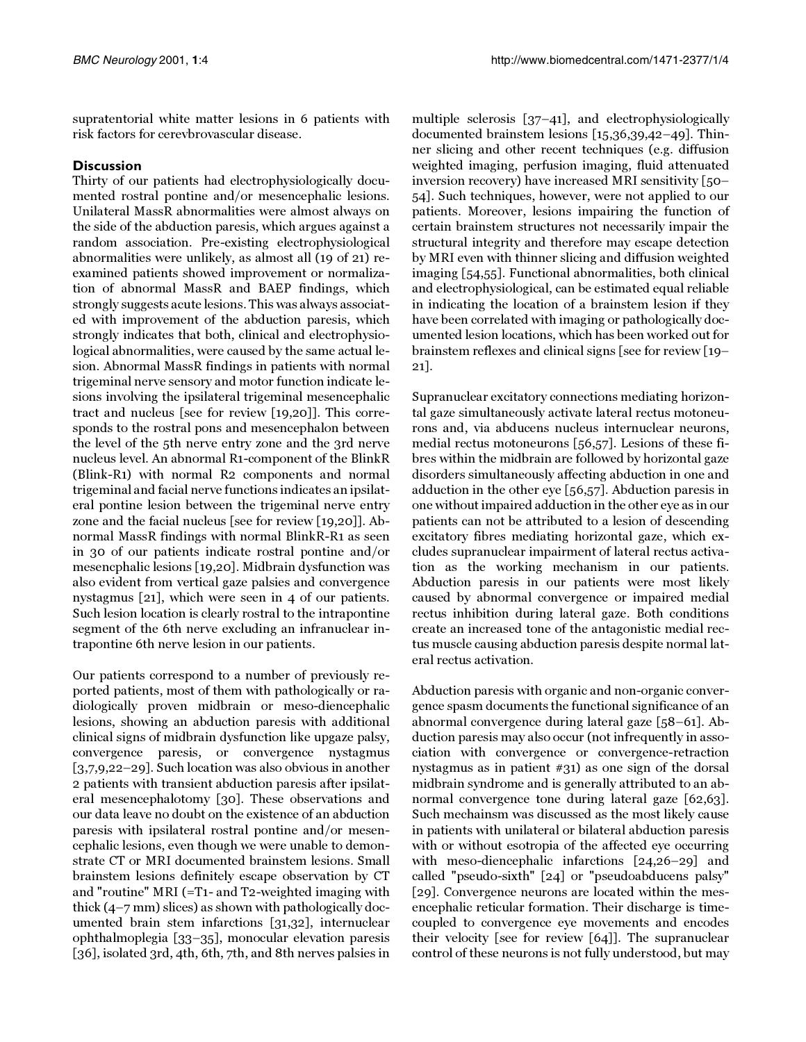supratentorial white matter lesions in 6 patients with risk factors for cerevbrovascular disease.

## Discussion

Thirty of our patients had electrophysiologically documented rostral pontine and/or mesencephalic lesions. Unilateral MassR abnormalities were almost always on the side of the abduction paresis, which argues against a random association. Pre-existing electrophysiological abnormalities were unlikely, as almost all (19 of 21) reexamined patients showed improvement or normalization of abnormal MassR and BAEP findings, which strongly suggests acute lesions. This was always associated with improvement of the abduction paresis, which strongly indicates that both, clinical and electrophysiological abnormalities, were caused by the same actual lesion. Abnormal MassR findings in patients with normal trigeminal nerve sensory and motor function indicate lesions involving the ipsilateral trigeminal mesencephalic tract and nucleus [see for review [19,20]]. This corresponds to the rostral pons and mesencephalon between the level of the 5th nerve entry zone and the 3rd nerve nucleus level. An abnormal R1-component of the BlinkR (Blink-R1) with normal R2 components and normal trigeminal and facial nerve functions indicates an ipsilateral pontine lesion between the trigeminal nerve entry zone and the facial nucleus [see for review [19,20]]. Abnormal MassR findings with normal BlinkR-R1 as seen in 30 of our patients indicate rostral pontine and/or mesencphalic lesions [19,20]. Midbrain dysfunction was also evident from vertical gaze palsies and convergence nystagmus [21], which were seen in 4 of our patients. Such lesion location is clearly rostral to the intrapontine segment of the 6th nerve excluding an infranuclear intrapontine 6th nerve lesion in our patients.

Our patients correspond to a number of previously reported patients, most of them with pathologically or radiologically proven midbrain or meso-diencephalic lesions, showing an abduction paresis with additional clinical signs of midbrain dysfunction like upgaze palsy, convergence paresis, or convergence nystagmus [3,7,9,22–29]. Such location was also obvious in another 2 patients with transient abduction paresis after ipsilateral mesencephalotomy [30]. These observations and our data leave no doubt on the existence of an abduction paresis with ipsilateral rostral pontine and/or mesencephalic lesions, even though we were unable to demonstrate CT or MRI documented brainstem lesions. Small brainstem lesions definitely escape observation by CT and "routine" MRI (=T1- and T2-weighted imaging with thick (4–7 mm) slices) as shown with pathologically documented brain stem infarctions [31,32], internuclear ophthalmoplegia [33–35], monocular elevation paresis [36], isolated 3rd, 4th, 6th, 7th, and 8th nerves palsies in multiple sclerosis [37–41], and electrophysiologically documented brainstem lesions [15,36,39,42–49]. Thinner slicing and other recent techniques (e.g. diffusion weighted imaging, perfusion imaging, fluid attenuated inversion recovery) have increased MRI sensitivity [50–54]. Such techniques, however, were not applied to our patients. Moreover, lesions impairing the function of certain brainstem structures not necessarily impair the structural integrity and therefore may escape detection by MRI even with thinner slicing and diffusion weighted imaging [54,55]. Functional abnormalities, both clinical and electrophysiological, can be estimated equal reliable in indicating the location of a brainstem lesion if they have been correlated with imaging or pathologically documented lesion locations, which has been worked out for brainstem reflexes and clinical signs [see for review [19–21].

Supranuclear excitatory connections mediating horizontal gaze simultaneously activate lateral rectus motoneurons and, via abducens nucleus internuclear neurons, medial rectus motoneurons [56,57]. Lesions of these fibres within the midbrain are followed by horizontal gaze disorders simultaneously affecting abduction in one and adduction in the other eye [56,57]. Abduction paresis in one without impaired adduction in the other eye as in our patients can not be attributed to a lesion of descending excitatory fibres mediating horizontal gaze, which excludes supranuclear impairment of lateral rectus activation as the working mechanism in our patients. Abduction paresis in our patients were most likely caused by abnormal convergence or impaired medial rectus inhibition during lateral gaze. Both conditions create an increased tone of the antagonistic medial rectus muscle causing abduction paresis despite normal lateral rectus activation.

Abduction paresis with organic and non-organic convergence spasm documents the functional significance of an abnormal convergence during lateral gaze [58–61]. Abduction paresis may also occur (not infrequently in association with convergence or convergence-retraction nystagmus as in patient #31) as one sign of the dorsal midbrain syndrome and is generally attributed to an abnormal convergence tone during lateral gaze [62,63]. Such mechainsm was discussed as the most likely cause in patients with unilateral or bilateral abduction paresis with or without esotropia of the affected eye occurring with meso-diencephalic infarctions [24,26–29] and called "pseudo-sixth" [24] or "pseudoabducens palsy" [29]. Convergence neurons are located within the mesencephalic reticular formation. Their discharge is time-coupled to convergence eye movements and encodes their velocity [see for review [64]]. The supranuclear control of these neurons is not fully understood, but may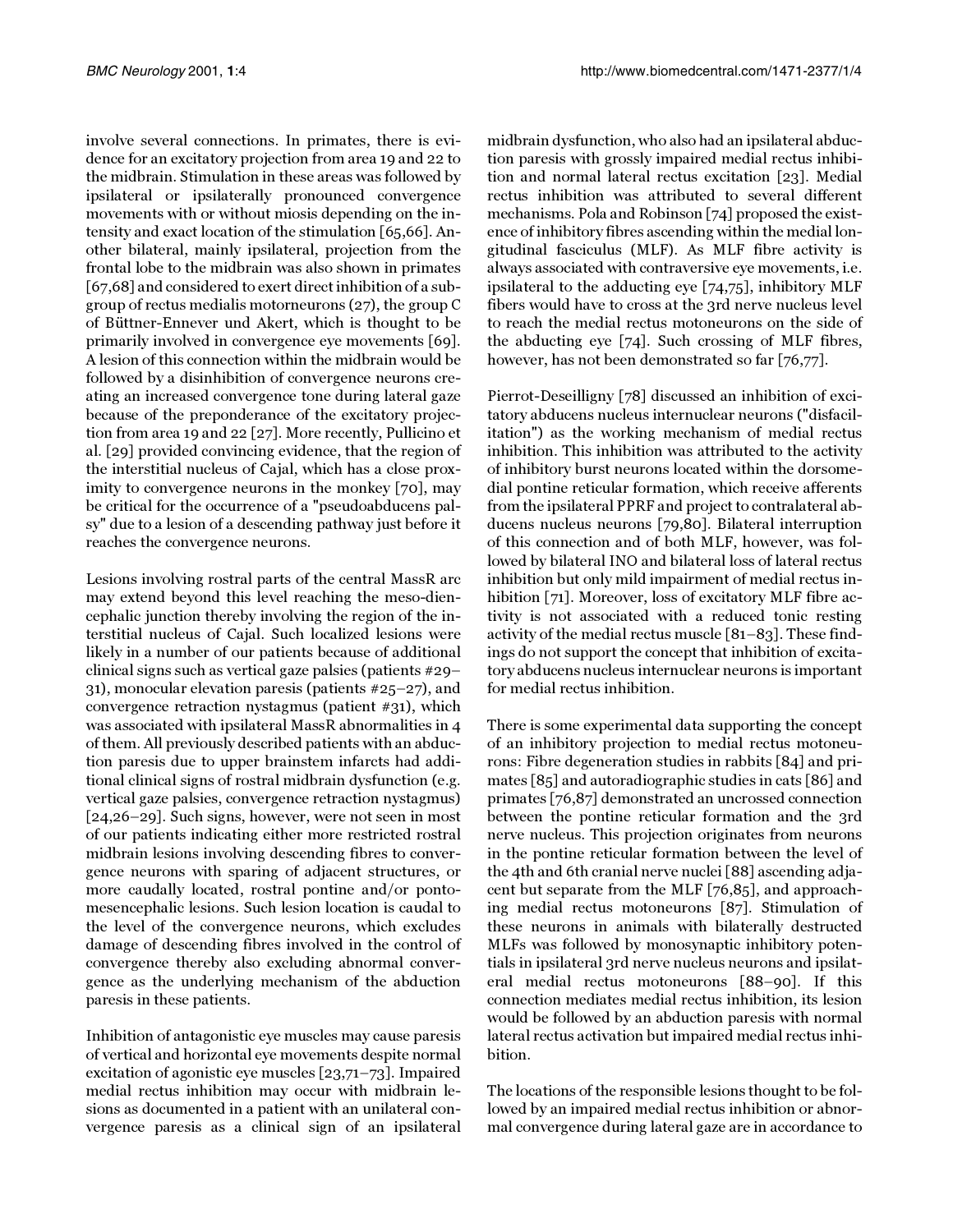involve several connections. In primates, there is evidence for an excitatory projection from area 19 and 22 to the midbrain. Stimulation in these areas was followed by ipsilateral or ipsilaterally pronounced convergence movements with or without miosis depending on the intensity and exact location of the stimulation [65,66]. Another bilateral, mainly ipsilateral, projection from the frontal lobe to the midbrain was also shown in primates [67,68] and considered to exert direct inhibition of a subgroup of rectus medialis motorneurons (27), the group C of Büttner-Ennever und Akert, which is thought to be primarily involved in convergence eye movements [69]. A lesion of this connection within the midbrain would be followed by a disinhibition of convergence neurons creating an increased convergence tone during lateral gaze because of the preponderance of the excitatory projection from area 19 and 22 [27]. More recently, Pullicino et al. [29] provided convincing evidence, that the region of the interstitial nucleus of Cajal, which has a close proximity to convergence neurons in the monkey [70], may be critical for the occurrence of a "pseudoabducens palsy" due to a lesion of a descending pathway just before it reaches the convergence neurons.

Lesions involving rostral parts of the central MassR arc may extend beyond this level reaching the meso-diencephalic junction thereby involving the region of the interstitial nucleus of Cajal. Such localized lesions were likely in a number of our patients because of additional clinical signs such as vertical gaze palsies (patients #29–31), monocular elevation paresis (patients #25–27), and convergence retraction nystagmus (patient #31), which was associated with ipsilateral MassR abnormalities in 4 of them. All previously described patients with an abduction paresis due to upper brainstem infarcts had additional clinical signs of rostral midbrain dysfunction (e.g. vertical gaze palsies, convergence retraction nystagmus) [24,26–29]. Such signs, however, were not seen in most of our patients indicating either more restricted rostral midbrain lesions involving descending fibres to convergence neurons with sparing of adjacent structures, or more caudally located, rostral pontine and/or ponto-mesencephalic lesions. Such lesion location is caudal to the level of the convergence neurons, which excludes damage of descending fibres involved in the control of convergence thereby also excluding abnormal convergence as the underlying mechanism of the abduction paresis in these patients.

Inhibition of antagonistic eye muscles may cause paresis of vertical and horizontal eye movements despite normal excitation of agonistic eye muscles [23,71–73]. Impaired medial rectus inhibition may occur with midbrain lesions as documented in a patient with an unilateral convergence paresis as a clinical sign of an ipsilateral midbrain dysfunction, who also had an ipsilateral abduction paresis with grossly impaired medial rectus inhibition and normal lateral rectus excitation [23]. Medial rectus inhibition was attributed to several different mechanisms. Pola and Robinson [74] proposed the existence of inhibitory fibres ascending within the medial longitudinal fasciculus (MLF). As MLF fibre activity is always associated with contraversive eye movements, i.e. ipsilateral to the adducting eye [74,75], inhibitory MLF fibers would have to cross at the 3rd nerve nucleus level to reach the medial rectus motoneurons on the side of the abducting eye [74]. Such crossing of MLF fibres, however, has not been demonstrated so far [76,77].

Pierrot-Deseilligny [78] discussed an inhibition of excitatory abducens nucleus internuclear neurons ("disfacilitation") as the working mechanism of medial rectus inhibition. This inhibition was attributed to the activity of inhibitory burst neurons located within the dorsomedial pontine reticular formation, which receive afferents from the ipsilateral PPRF and project to contralateral abducens nucleus neurons [79,80]. Bilateral interruption of this connection and of both MLF, however, was followed by bilateral INO and bilateral loss of lateral rectus inhibition but only mild impairment of medial rectus inhibition [71]. Moreover, loss of excitatory MLF fibre activity is not associated with a reduced tonic resting activity of the medial rectus muscle [81–83]. These findings do not support the concept that inhibition of excitatory abducens nucleus internuclear neurons is important for medial rectus inhibition.

There is some experimental data supporting the concept of an inhibitory projection to medial rectus motoneurons: Fibre degeneration studies in rabbits [84] and primates [85] and autoradiographic studies in cats [86] and primates [76,87] demonstrated an uncrossed connection between the pontine reticular formation and the 3rd nerve nucleus. This projection originates from neurons in the pontine reticular formation between the level of the 4th and 6th cranial nerve nuclei [88] ascending adjacent but separate from the MLF [76,85], and approaching medial rectus motoneurons [87]. Stimulation of these neurons in animals with bilaterally destructed MLFs was followed by monosynaptic inhibitory potentials in ipsilateral 3rd nerve nucleus neurons and ipsilateral medial rectus motoneurons [88–90]. If this connection mediates medial rectus inhibition, its lesion would be followed by an abduction paresis with normal lateral rectus activation but impaired medial rectus inhibition.

The locations of the responsible lesions thought to be followed by an impaired medial rectus inhibition or abnormal convergence during lateral gaze are in accordance to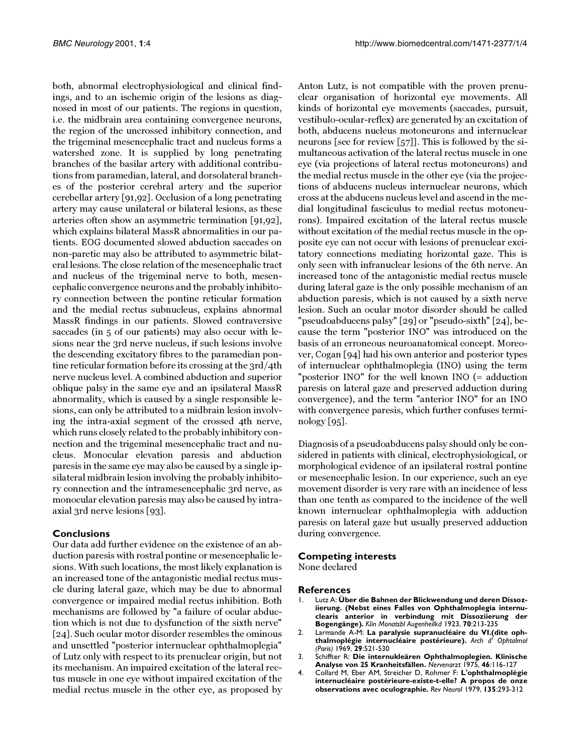both, abnormal electrophysiological and clinical findings, and to an ischemic origin of the lesions as diagnosed in most of our patients. The regions in question, i.e. the midbrain area containing convergence neurons, the region of the uncrossed inhibitory connection, and the trigeminal mesencephalic tract and nucleus forms a watershed zone. It is supplied by long penetrating branches of the basilar artery with additional contributions from paramedian, lateral, and dorsolateral branches of the posterior cerebral artery and the superior cerebellar artery [91,92]. Occlusion of a long penetrating artery may cause unilateral or bilateral lesions, as these arteries often show an asymmetric termination [91,92], which explains bilateral MassR abnormalities in our patients. EOG documented slowed abduction saccades on non-paretic may also be attributed to asymmetric bilateral lesions. The close relation of the mesencephalic tract and nucleus of the trigeminal nerve to both, mesencephalic convergence neurons and the probably inhibitory connection between the pontine reticular formation and the medial rectus subnucleus, explains abnormal MassR findings in our patients. Slowed contraversive saccades (in 5 of our patients) may also occur with lesions near the 3rd nerve nucleus, if such lesions involve the descending excitatory fibres to the paramedian pontine reticular formation before its crossing at the 3rd/4th nerve nucleus level. A combined abduction and superior oblique palsy in the same eye and an ipsilateral MassR abnormality, which is caused by a single responsible lesions, can only be attributed to a midbrain lesion involving the intra-axial segment of the crossed 4th nerve, which runs closely related to the probably inhibitory connection and the trigeminal mesencephalic tract and nucleus. Monocular elevation paresis and abduction paresis in the same eye may also be caused by a single ipsilateral midbrain lesion involving the probably inhibitory connection and the intramesencephalic 3rd nerve, as monocular elevation paresis may also be caused by intra-axial 3rd nerve lesions [93].

## Conclusions

Our data add further evidence on the existence of an abduction paresis with rostral pontine or mesencephalic lesions. With such locations, the most likely explanation is an increased tone of the antagonistic medial rectus muscle during lateral gaze, which may be due to abnormal convergence or impaired medial rectus inhibition. Both mechanisms are followed by "a failure of ocular abduction which is not due to dysfunction of the sixth nerve" [24]. Such ocular motor disorder resembles the ominous and unsettled "posterior internuclear ophthalmoplegia" of Lutz only with respect to its prenuclear origin, but not its mechanism. An impaired excitation of the lateral rectus muscle in one eye without impaired excitation of the medial rectus muscle in the other eye, as proposed by Anton Lutz, is not compatible with the proven prenuclear organisation of horizontal eye movements. All kinds of horizontal eye movements (saccades, pursuit, vestibulo-ocular-reflex) are generated by an excitation of both, abducens nucleus motoneurons and internuclear neurons [see for review [57]]. This is followed by the simultaneous activation of the lateral rectus muscle in one eye (via projections of lateral rectus motoneurons) and the medial rectus muscle in the other eye (via the projections of abducens nucleus internuclear neurons, which cross at the abducens nucleus level and ascend in the medial longitudinal fasciculus to medial rectus motoneurons). Impaired excitation of the lateral rectus muscle without excitation of the medial rectus muscle in the opposite eye can not occur with lesions of prenuclear excitatory connections mediating horizontal gaze. This is only seen with infranuclear lesions of the 6th nerve. An increased tone of the antagonistic medial rectus muscle during lateral gaze is the only possible mechanism of an abduction paresis, which is not caused by a sixth nerve lesion. Such an ocular motor disorder should be called "pseudoabducens palsy" [29] or "pseudo-sixth" [24], because the term "posterior INO" was introduced on the basis of an erroneous neuroanatomical concept. Moreover, Cogan [94] had his own anterior and posterior types of internuclear ophthalmoplegia (INO) using the term "posterior INO" for the well known INO (= adduction paresis on lateral gaze and preserved adduction during convergence), and the term "anterior INO" for an INO with convergence paresis, which further confuses terminology [95].

Diagnosis of a pseudoabducens palsy should only be considered in patients with clinical, electrophysiological, or morphological evidence of an ipsilateral rostral pontine or mesencephalic lesion. In our experience, such an eye movement disorder is very rare with an incidence of less than one tenth as compared to the incidence of the well known internuclear ophthalmoplegia with adduction paresis on lateral gaze but usually preserved adduction during convergence.

## Competing interests

None declared

## References

1. Lutz A: **Über die Bahnen der Blickwendung und deren Dissoziierung. (Nebst eines Falles von Ophthalmoplegia internuclearis anterior in verbindung mit Dissoziierung der Bogengänge).** *Klin Monatsbl Augenheilkd* 1923, **70**:213-235
2. Larmande A-M: **La paralysie supranucléaire du VI.(dite ophthalmoplégie internucléaire postérieure).** *Arch d' Ophtalmol (Paris)* 1969, **29**:521-530
3. Schiffter R: **Die internukleären Ophthalmoplegien. Klinische Analyse von 25 Kranheitsfällen.** *Nervenarzt* 1975, **46**:116-127
4. Collard M, Eber AM, Streicher D, Rohmer F: **L'ophthalmoplégie internucléaire postérieure-existe-t-elle? A propos de onze observations avec oculographie.** *Rev Neurol* 1979, **135**:293-312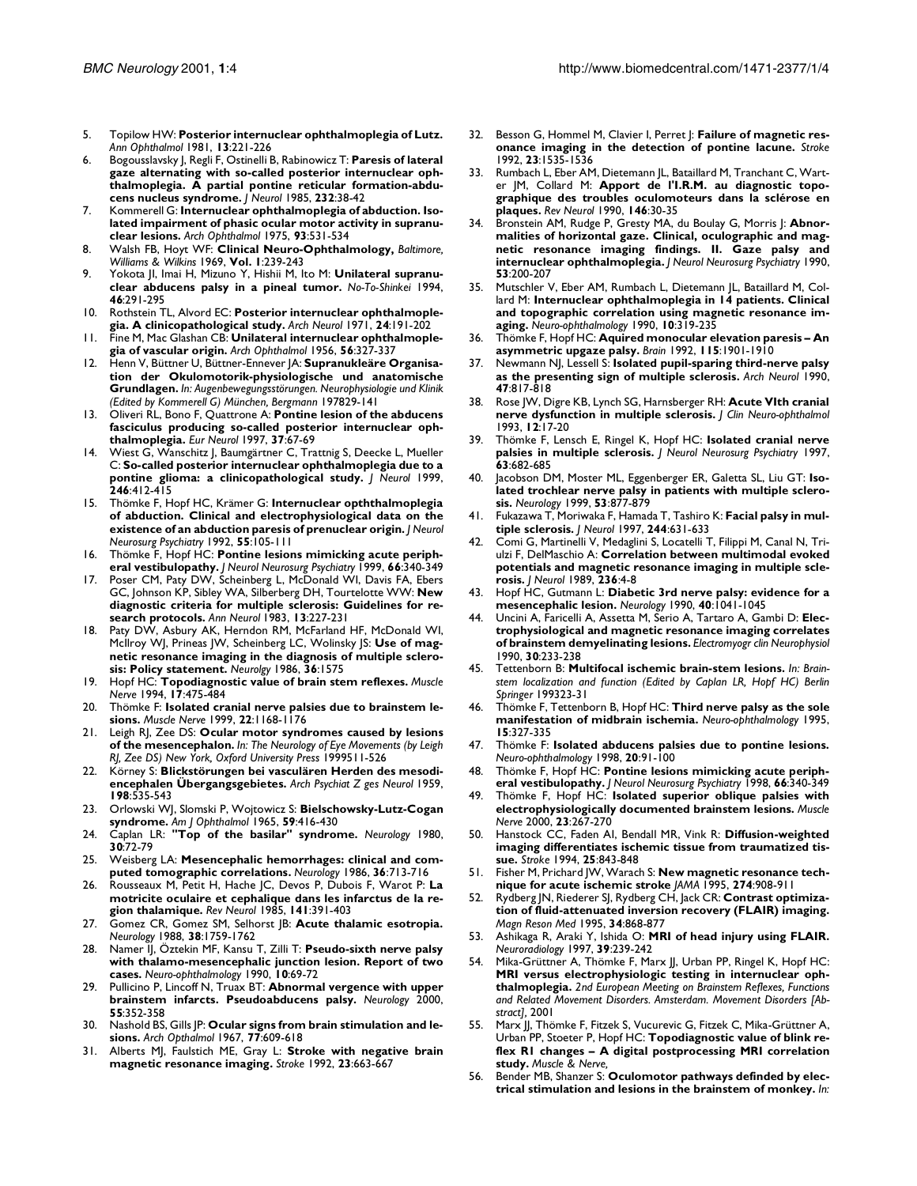5. Topilow HW: **Posterior internuclear ophthalmoplegia of Lutz.** *Ann Ophthalmol* 1981, **13**:221-226
6. Bogousslavsky J, Regli F, Ostinelli B, Rabinowicz T: **Paresis of lateral gaze alternating with so-called posterior internuclear ophthalmoplegia. A partial pontine reticular formation-abducens nucleus syndrome.** *J Neurol* 1985, **232**:38-42
7. Kommerell G: **Internuclear ophthalmoplegia of abduction. Isolated impairment of phasic ocular motor activity in supranuclear lesions.** *Arch Ophthalmol* 1975, **93**:531-534
8. Walsh FB, Hoyt WF: **Clinical Neuro-Ophthalmology,** *Baltimore, Williams & Wilkins* 1969, **Vol. 1**:239-243
9. Yokota JI, Imai H, Mizuno Y, Hishii M, Ito M: **Unilateral supranuclear abducens palsy in a pineal tumor.** *No-To-Shinkei* 1994, **46**:291-295
10. Rothstein TL, Alvord EC: **Posterior internuclear ophthalmoplegia. A clinicopathological study.** *Arch Neurol* 1971, **24**:191-202
11. Fine M, Mac Glashan CB: **Unilateral internuclear ophthalmoplegia of vascular origin.** *Arch Ophthalmol* 1956, **56**:327-337
12. Henn V, Büttner U, Büttner-Ennever JA: **Supranukleäre Organisation der Okulomotorik-physiologische und anatomische Grundlagen.** *In: Augenbewegungsstörungen. Neurophysiologie und Klinik (Edited by Kommerell G) München, Bergmann* 197829-141
13. Oliveri RL, Bono F, Quattrone A: **Pontine lesion of the abducens fasciculus producing so-called posterior internuclear ophthalmoplegia.** *Eur Neurol* 1997, **37**:67-69
14. Wiest G, Wanschitz J, Baumgärtner C, Trattnig S, Deecke L, Mueller C: **So-called posterior internuclear ophthalmoplegia due to a pontine glioma: a clinicopathological study.** *J Neurol* 1999, **246**:412-415
15. Thömke F, Hopf HC, Krämer G: **Internuclear opththalmoplegia of abduction. Clinical and electrophysiological data on the existence of an abduction paresis of prenuclear origin.** *J Neurol Neurosurg Psychiatry* 1992, **55**:105-111
16. Thömke F, Hopf HC: **Pontine lesions mimicking acute peripheral vestibulopathy.** *J Neurol Neurosurg Psychiatry* 1999, **66**:340-349
17. Poser CM, Paty DW, Scheinberg L, McDonald WI, Davis FA, Ebers GC, Johnson KP, Sibley WA, Silberberg DH, Tourtelotte WW: **New diagnostic criteria for multiple sclerosis: Guidelines for research protocols.** *Ann Neurol* 1983, **13**:227-231
18. Paty DW, Asbury AK, Herndon RM, McFarland HF, McDonald WI, McIlroy WJ, Prineas JW, Scheinberg LC, Wolinsky JS: **Use of magnetic resonance imaging in the diagnosis of multiple sclerosis: Policy statement.** *Neurolgy* 1986, **36**:1575
19. Hopf HC: **Topodiagnostic value of brain stem reflexes.** *Muscle Nerve* 1994, **17**:475-484
20. Thömke F: **Isolated cranial nerve palsies due to brainstem lesions.** *Muscle Nerve* 1999, **22**:1168-1176
21. Leigh RJ, Zee DS: **Ocular motor syndromes caused by lesions of the mesencephalon.** *In: The Neurology of Eye Movements (by Leigh RJ, Zee DS) New York, Oxford University Press* 1999511-526
22. Körney S: **Blickstörungen bei vasculären Herden des mesodiencephalen Übergangsgebietes.** *Arch Psychiat Z ges Neurol* 1959, **198**:535-543
23. Orlowski WJ, Slomski P, Wojtowicz S: **Bielschowsky-Lutz-Cogan syndrome.** *Am J Ophthalmol* 1965, **59**:416-430
24. Caplan LR: **"Top of the basilar" syndrome.** *Neurology* 1980, **30**:72-79
25. Weisberg LA: **Mesencephalic hemorrhages: clinical and computed tomographic correlations.** *Neurology* 1986, **36**:713-716
26. Rousseaux M, Petit H, Hache JC, Devos P, Dubois F, Warot P: **La motricite oculaire et cephalique dans les infarctus de la region thalamique.** *Rev Neurol* 1985, **141**:391-403
27. Gomez CR, Gomez SM, Selhorst JB: **Acute thalamic esotropia.** *Neurology* 1988, **38**:1759-1762
28. Namer IJ, Öztekin MF, Kansu T, Zilli T: **Pseudo-sixth nerve palsy with thalamo-mesencephalic junction lesion. Report of two cases.** *Neuro-ophthalmology* 1990, **10**:69-72
29. Pullicino P, Lincoff N, Truax BT: **Abnormal vergence with upper brainstem infarcts. Pseudoabducens palsy.** *Neurology* 2000, **55**:352-358
30. Nashold BS, Gills JP: **Ocular signs from brain stimulation and lesions.** *Arch Opthalmol* 1967, **77**:609-618
31. Alberts MJ, Faulstich ME, Gray L: **Stroke with negative brain magnetic resonance imaging.** *Stroke* 1992, **23**:663-667
32. Besson G, Hommel M, Clavier I, Perret J: **Failure of magnetic resonance imaging in the detection of pontine lacune.** *Stroke* 1992, **23**:1535-1536
33. Rumbach L, Eber AM, Dietemann JL, Bataillard M, Tranchant C, Warter JM, Collard M: **Apport de l'I.R.M. au diagnostic topographique des troubles oculomoteurs dans la sclérose en plaques.** *Rev Neurol* 1990, **146**:30-35
34. Bronstein AM, Rudge P, Gresty MA, du Boulay G, Morris J: **Abnormalities of horizontal gaze. Clinical, oculographic and magnetic resonance imaging findings. II. Gaze palsy and internuclear ophthalmoplegia.** *J Neurol Neurosurg Psychiatry* 1990, **53**:200-207
35. Mutschler V, Eber AM, Rumbach L, Dietemann JL, Bataillard M, Collard M: **Internuclear ophthalmoplegia in 14 patients. Clinical and topographic correlation using magnetic resonance imaging.** *Neuro-ophthalmology* 1990, **10**:319-235
36. Thömke F, Hopf HC: **Aquired monocular elevation paresis – An asymmetric upgaze palsy.** *Brain* 1992, **115**:1901-1910
37. Newmann NJ, Lessell S: **Isolated pupil-sparing third-nerve palsy as the presenting sign of multiple sclerosis.** *Arch Neurol* 1990, **47**:817-818
38. Rose JW, Digre KB, Lynch SG, Harnsberger RH: **Acute VIth cranial nerve dysfunction in multiple sclerosis.** *J Clin Neuro-ophthalmol* 1993, **12**:17-20
39. Thömke F, Lensch E, Ringel K, Hopf HC: **Isolated cranial nerve palsies in multiple sclerosis.** *J Neurol Neurosurg Psychiatry* 1997, **63**:682-685
40. Jacobson DM, Moster ML, Eggenberger ER, Galetta SL, Liu GT: **Isolated trochlear nerve palsy in patients with multiple sclerosis.** *Neurology* 1999, **53**:877-879
41. Hamasaki T, Moriwaka F, Hamada T, Tashiro K: **Facial palsy in multiple sclerosis.** *J Neurol* 1997, **244**:631-633
42. Comi G, Martinelli V, Medaglini S, Locatelli T, Filippi M, Canal N, Triulzi F, DelMaschio A: **Correlation between multimodal evoked potentials and magnetic resonance imaging in multiple sclerosis.** *J Neurol* 1989, **236**:4-8
43. Hopf HC, Gutmann L: **Diabetic 3rd nerve palsy: evidence for a mesencephalic lesion.** *Neurology* 1990, **40**:1041-1045
44. Uncini A, Faricelli A, Assetta M, Serio A, Tartaro A, Gambi D: **Electrophysiological and magnetic resonance imaging correlates of brainstem demyelinating lesions.** *Electromyogr clin Neurophysiol* 1990, **30**:233-238
45. Tettenborn B: **Multifocal ischemic brain-stem lesions.** *In: Brainstem localization and function (Edited by Caplan LR, Hopf HC) Berlin Springer* 199323-31
46. Thömke F, Tettenborn B, Hopf HC: **Third nerve palsy as the sole manifestation of midbrain ischemia.** *Neuro-ophthalmology* 1995, **15**:327-335
47. Thömke F: **Isolated abducens palsies due to pontine lesions.** *Neuro-ophthalmology* 1998, **20**:91-100
48. Thömke F, Hopf HC: **Pontine lesions mimicking acute peripheral vestibulopathy.** *J Neurol Neurosurg Psychiatry* 1998, **66**:340-349
49. Thömke F, Hopf HC: **Isolated superior oblique palsies with electrophysiologically documented brainstem lesions.** *Muscle Nerve* 2000, **23**:267-270
50. Hanstock CC, Faden AI, Bendall MR, Vink R: **Diffusion-weighted imaging differentiates ischemic tissue from traumatized tissue.** *Stroke* 1994, **25**:843-848
51. Fisher M, Prichard JW, Warach S: **New magnetic resonance technique for acute ischemic stroke** *JAMA* 1995, **274**:908-911
52. Rydberg JN, Riederer SJ, Rydberg CH, Jack CR: **Contrast optimization of fluid-attenuated inversion recovery (FLAIR) imaging.** *Magn Reson Med* 1995, **34**:868-877
53. Ashikaga R, Araki Y, Ishida O: **MRI of head injury using FLAIR.** *Neuroradiology* 1997, **39**:239-242
54. Mika-Grüttner A, Thömke F, Marx JJ, Urban PP, Ringel K, Hopf HC: **MRI versus electrophysiologic testing in internuclear ophthalmoplegia.** *2nd European Meeting on Brainstem Reflexes, Functions and Related Movement Disorders. Amsterdam. Movement Disorders [Abstract]*, 2001
55. Marx JJ, Thömke F, Fitzek S, Vucurevic G, Fitzek C, Mika-Grüttner A, Urban PP, Stoeter P, Hopf HC: **Topodiagnostic value of blink reflex R1 changes – A digital postprocessing MRI correlation study.** *Muscle & Nerve,*
56. Bender MB, Shanzer S: **Oculomotor pathways definded by electrical stimulation and lesions in the brainstem of monkey.** *In:*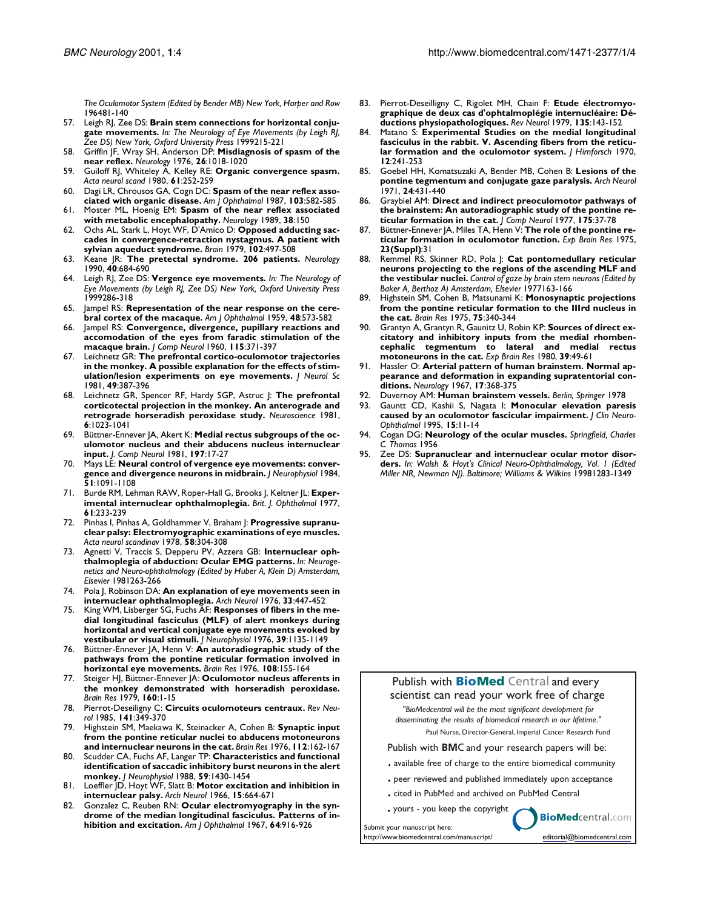*The Oculomotor System (Edited by Bender MB) New York, Harper and Row* 196481-140

57. Leigh RJ, Zee DS: **Brain stem connections for horizontal conjugate movements.** *In: The Neurology of Eye Movements (by Leigh RJ, Zee DS) New York, Oxford University Press* 1999215-221
58. Griffin JF, Wray SH, Anderson DP: **Misdiagnosis of spasm of the near reflex.** *Neurology* 1976, **26**:1018-1020
59. Guiloff RJ, Whiteley A, Kelley RE: **Organic convergence spasm.** *Acta neurol scand* 1980, **61**:252-259
60. Dagi LR, Chrousos GA, Cogn DC: **Spasm of the near reflex associated with organic disease.** *Am J Ophthalmol* 1987, **103**:582-585
61. Moster ML, Hoenig EM: **Spasm of the near reflex associated with metabolic encephalopathy.** *Neurology* 1989, **38**:150
62. Ochs AL, Stark L, Hoyt WF, D'Amico D: **Opposed adducting saccades in convergence-retraction nystagmus. A patient with sylvian aqueduct syndrome.** *Brain* 1979, **102**:497-508
63. Keane JR: **The pretectal syndrome. 206 patients.** *Neurology* 1990, **40**:684-690
64. Leigh RJ, Zee DS: **Vergence eye movements.** *In: The Neurology of Eye Movements (by Leigh RJ, Zee DS) New York, Oxford University Press* 1999286-318
65. Jampel RS: **Representation of the near response on the cerebral cortex of the macaque.** *Am J Ophthalmol* 1959, **48**:573-582
66. Jampel RS: **Convergence, divergence, pupillary reactions and accomodation of the eyes from faradic stimulation of the macaque brain.** *J Comp Neurol* 1960, **115**:371-397
67. Leichnetz GR: **The prefrontal cortico-oculomotor trajectories in the monkey. A possible explanation for the effects of stimulation/lesion experiments on eye movements.** *J Neurol Sc* 1981, **49**:387-396
68. Leichnetz GR, Spencer RF, Hardy SGP, Astruc J: **The prefrontal corticotectal projection in the monkey. An anterograde and retrograde horseradish peroxidase study.** *Neuroscience* 1981, **6**:1023-1041
69. Büttner-Ennever JA, Akert K: **Medial rectus subgroups of the oculomotor nucleus and their abducens nucleus internuclear input.** *J. Comp Neurol* 1981, **197**:17-27
70. Mays LE: **Neural control of vergence eye movements: convergence and divergence neurons in midbrain.** *J Neurophysiol* 1984, **51**:1091-1108
71. Burde RM, Lehman RAW, Roper-Hall G, Brooks J, Keltner JL: **Experimental internuclear ophthalmoplegia.** *Brit. J. Ophthalmol* 1977, **61**:233-239
72. Pinhas I, Pinhas A, Goldhammer V, Braham J: **Progressive supranuclear palsy: Electromyographic examinations of eye muscles.** *Acta neurol scandinav* 1978, **58**:304-308
73. Agnetti V, Traccis S, Depperu PV, Azzera GB: **Internuclear ophthalmoplegia of abduction: Ocular EMG patterns.** *In: Neurogenetics and Neuro-ophthalmology (Edited by Huber A, Klein D) Amsterdam, Elsevier* 1981263-266
74. Pola J, Robinson DA: **An explanation of eye movements seen in internuclear ophthalmoplegia.** *Arch Neurol* 1976, **33**:447-452
75. King WM, Lisberger SG, Fuchs AF: **Responses of fibers in the medial longitudinal fasciculus (MLF) of alert monkeys during horizontal and vertical conjugate eye movements evoked by vestibular or visual stimuli.** *J Neurophysiol* 1976, **39**:1135-1149
76. Büttner-Ennever JA, Henn V: **An autoradiographic study of the pathways from the pontine reticular formation involved in horizontal eye movements.** *Brain Res* 1976, **108**:155-164
77. Steiger HJ, Büttner-Ennever JA: **Oculomotor nucleus afferents in the monkey demonstrated with horseradish peroxidase.** *Brain Res* 1979, **160**:1-15
78. Pierrot-Deseilligny C: **Circuits oculomoteurs centraux.** *Rev Neurol* 1985, **141**:349-370
79. Highstein SM, Maekawa K, Steinacker A, Cohen B: **Synaptic input from the pontine reticular nuclei to abducens motoneurons and internuclear neurons in the cat.** *Brain Res* 1976, **112**:162-167
80. Scudder CA, Fuchs AF, Langer TP: **Characteristics and functional identification of saccadic inhibitory burst neurons in the alert monkey.** *J Neurophysiol* 1988, **59**:1430-1454
81. Loeffler JD, Hoyt WF, Slatt B: **Motor excitation and inhibition in internuclear palsy.** *Arch Neurol* 1966, **15**:664-671
82. Gonzalez C, Reuben RN: **Ocular electromyography in the syndrome of the median longitudinal fasciculus. Patterns of inhibition and excitation.** *Am J Ophthalmol* 1967, **64**:916-926
83. Pierrot-Deseilligny C, Rigolet MH, Chain F: **Etude électromyographique de deux cas d'ophtalmoplégie internucléaire: Déductions physiopathologiques.** *Rev Neurol* 1979, **135**:143-152
84. Matano S: **Experimental Studies on the medial longitudinal fasciculus in the rabbit. V. Ascending fibers from the reticular formation and the oculomotor system.** *J Hirnforsch* 1970, **12**:241-253
85. Goebel HH, Komatsuzaki A, Bender MB, Cohen B: **Lesions of the pontine tegmentum and conjugate gaze paralysis.** *Arch Neurol* 1971, **24**:431-440
86. Graybiel AM: **Direct and indirect preoculomotor pathways of the brainstem: An autoradiographic study of the pontine reticular formation in the cat.** *J Comp Neurol* 1977, **175**:37-78
87. Büttner-Ennever JA, Miles TA, Henn V: **The role of the pontine reticular formation in oculomotor function.** *Exp Brain Res* 1975, **23(Suppl)**:31
88. Remmel RS, Skinner RD, Pola J: **Cat pontomedullary reticular neurons projecting to the regions of the ascending MLF and the vestibular nuclei.** *Control of gaze by brain stem neurons (Edited by Baker A, Berthoz A) Amsterdam, Elsevier* 1977163-166
89. Highstein SM, Cohen B, Matsunami K: **Monosynaptic projections from the pontine reticular formation to the IIIrd nucleus in the cat.** *Brain Res* 1975, **75**:340-344
90. Grantyn A, Grantyn R, Gaunitz U, Robin KP: **Sources of direct excitatory and inhibitory inputs from the medial rhombencephalic tegmentum to lateral and medial rectus motoneurons in the cat.** *Exp Brain Res* 1980, **39**:49-61
91. Hassler O: **Arterial pattern of human brainstem. Normal appearance and deformation in expanding supratentorial conditions.** *Neurology* 1967, **17**:368-375
92. Duvernoy AM: **Human brainstem vessels.** *Berlin, Springer* 1978
93. Gauntt CD, Kashii S, Nagata I: **Monocular elevation paresis caused by an oculomotor fascicular impairment.** *J Clin Neuro-Ophthalmol* 1995, **15**:11-14
94. Cogan DG: **Neurology of the ocular muscles.** *Springfield, Charles C. Thomas* 1956
95. Zee DS: **Supranuclear and internuclear ocular motor disorders.** *In: Walsh & Hoyt's Clinical Neuro-Ophthalmology, Vol. 1 (Edited Miller NR, Newman NJ). Baltimore; Williams & Wilkins* 19981283-1349

Publish with **BioMed** Central and every scientist can read your work free of charge

*"BioMedcentral will be the most significant development for disseminating the results of biomedical research in our lifetime."*

Paul Nurse, Director-General, Imperial Cancer Research Fund

Publish with **BMC** and your research papers will be:

- available free of charge to the entire biomedical community
- peer reviewed and published immediately upon acceptance
- cited in PubMed and archived on PubMed Central
- yours - you keep the copyright

**BioMed**central.com

Submit your manuscript here:
http://www.biomedcentral.com/manuscript/

editorial@biomedcentral.com